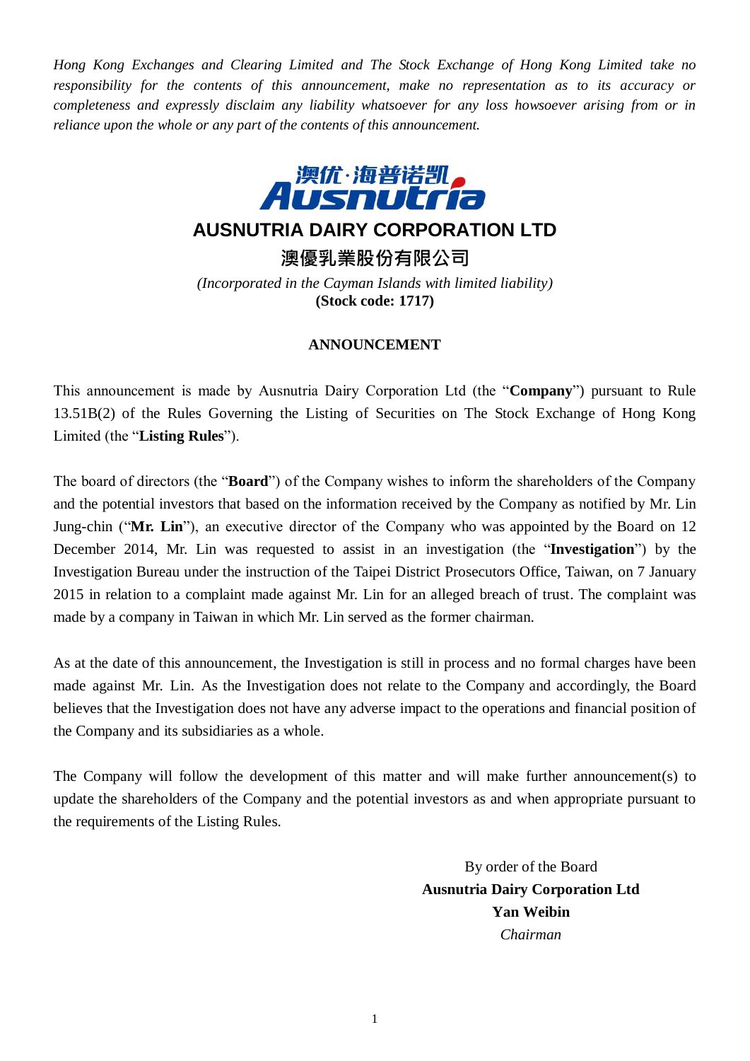*Hong Kong Exchanges and Clearing Limited and The Stock Exchange of Hong Kong Limited take no responsibility for the contents of this announcement, make no representation as to its accuracy or completeness and expressly disclaim any liability whatsoever for any loss howsoever arising from or in reliance upon the whole or any part of the contents of this announcement.*

澳优·海普诺凯
Ausnutria

# AUSNUTRIA DAIRY CORPORATION LTD

# 澳優乳業股份有限公司

*(Incorporated in the Cayman Islands with limited liability)*
**(Stock code: 1717)**

## ANNOUNCEMENT

This announcement is made by Ausnutria Dairy Corporation Ltd (the "**Company**") pursuant to Rule 13.51B(2) of the Rules Governing the Listing of Securities on The Stock Exchange of Hong Kong Limited (the "**Listing Rules**").

The board of directors (the "**Board**") of the Company wishes to inform the shareholders of the Company and the potential investors that based on the information received by the Company as notified by Mr. Lin Jung-chin ("**Mr. Lin**"), an executive director of the Company who was appointed by the Board on 12 December 2014, Mr. Lin was requested to assist in an investigation (the "**Investigation**") by the Investigation Bureau under the instruction of the Taipei District Prosecutors Office, Taiwan, on 7 January 2015 in relation to a complaint made against Mr. Lin for an alleged breach of trust. The complaint was made by a company in Taiwan in which Mr. Lin served as the former chairman.

As at the date of this announcement, the Investigation is still in process and no formal charges have been made against Mr. Lin. As the Investigation does not relate to the Company and accordingly, the Board believes that the Investigation does not have any adverse impact to the operations and financial position of the Company and its subsidiaries as a whole.

The Company will follow the development of this matter and will make further announcement(s) to update the shareholders of the Company and the potential investors as and when appropriate pursuant to the requirements of the Listing Rules.

By order of the Board
**Ausnutria Dairy Corporation Ltd**
**Yan Weibin**
*Chairman*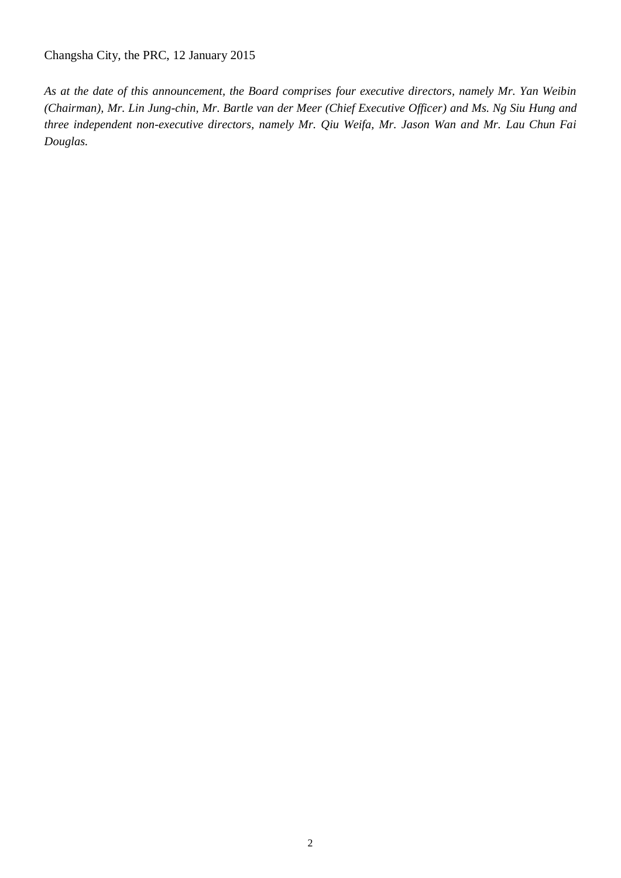Changsha City, the PRC, 12 January 2015

*As at the date of this announcement, the Board comprises four executive directors, namely Mr. Yan Weibin (Chairman), Mr. Lin Jung-chin, Mr. Bartle van der Meer (Chief Executive Officer) and Ms. Ng Siu Hung and three independent non-executive directors, namely Mr. Qiu Weifa, Mr. Jason Wan and Mr. Lau Chun Fai Douglas.*